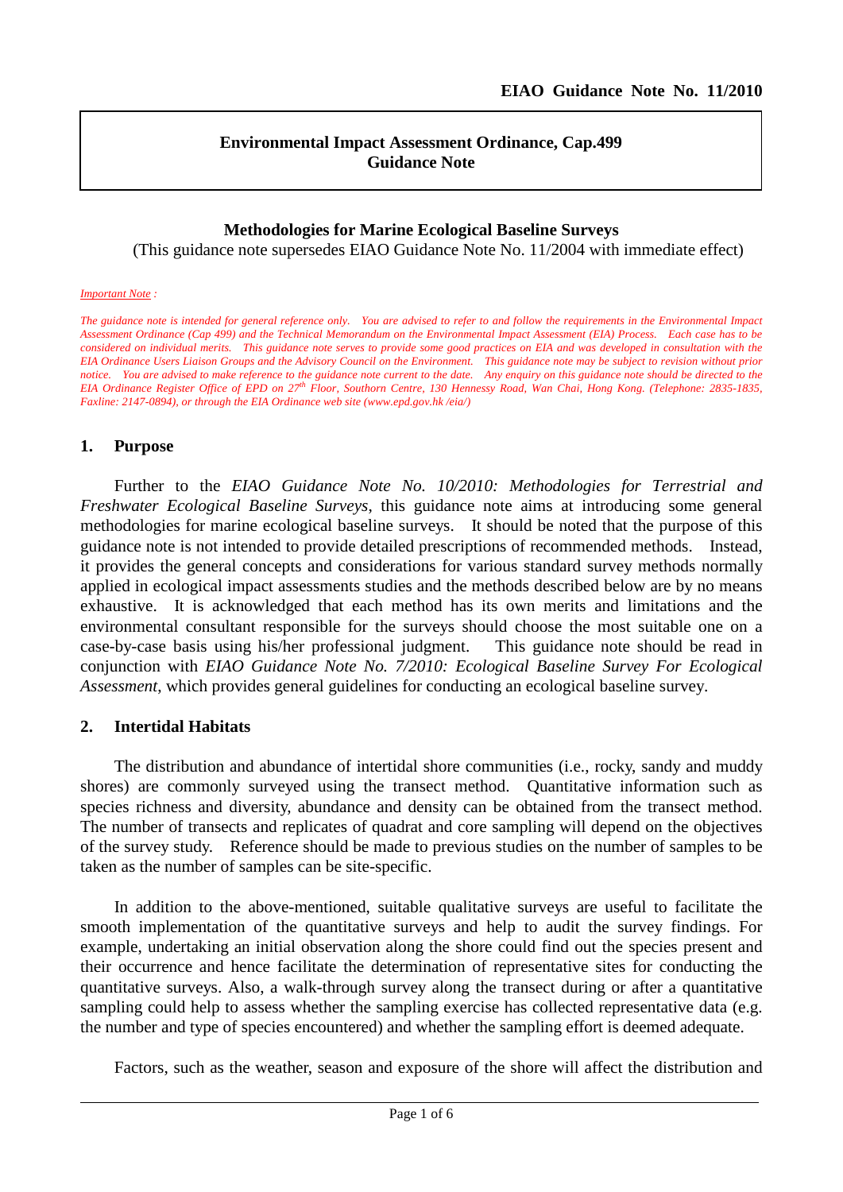**EIAO Guidance Note No. 11/2010**

**Environmental Impact Assessment Ordinance, Cap.499**
**Guidance Note**

# Methodologies for Marine Ecological Baseline Surveys

(This guidance note supersedes EIAO Guidance Note No. 11/2004 with immediate effect)

*Important Note :*

*The guidance note is intended for general reference only. You are advised to refer to and follow the requirements in the Environmental Impact Assessment Ordinance (Cap 499) and the Technical Memorandum on the Environmental Impact Assessment (EIA) Process. Each case has to be considered on individual merits. This guidance note serves to provide some good practices on EIA and was developed in consultation with the EIA Ordinance Users Liaison Groups and the Advisory Council on the Environment. This guidance note may be subject to revision without prior notice. You are advised to make reference to the guidance note current to the date. Any enquiry on this guidance note should be directed to the EIA Ordinance Register Office of EPD on 27th Floor, Southorn Centre, 130 Hennessy Road, Wan Chai, Hong Kong. (Telephone: 2835-1835, Faxline: 2147-0894), or through the EIA Ordinance web site (www.epd.gov.hk /eia/)*

## 1. Purpose

Further to the *EIAO Guidance Note No. 10/2010: Methodologies for Terrestrial and Freshwater Ecological Baseline Surveys*, this guidance note aims at introducing some general methodologies for marine ecological baseline surveys. It should be noted that the purpose of this guidance note is not intended to provide detailed prescriptions of recommended methods. Instead, it provides the general concepts and considerations for various standard survey methods normally applied in ecological impact assessments studies and the methods described below are by no means exhaustive. It is acknowledged that each method has its own merits and limitations and the environmental consultant responsible for the surveys should choose the most suitable one on a case-by-case basis using his/her professional judgment. This guidance note should be read in conjunction with *EIAO Guidance Note No. 7/2010: Ecological Baseline Survey For Ecological Assessment*, which provides general guidelines for conducting an ecological baseline survey.

## 2. Intertidal Habitats

The distribution and abundance of intertidal shore communities (i.e., rocky, sandy and muddy shores) are commonly surveyed using the transect method. Quantitative information such as species richness and diversity, abundance and density can be obtained from the transect method. The number of transects and replicates of quadrat and core sampling will depend on the objectives of the survey study. Reference should be made to previous studies on the number of samples to be taken as the number of samples can be site-specific.

In addition to the above-mentioned, suitable qualitative surveys are useful to facilitate the smooth implementation of the quantitative surveys and help to audit the survey findings. For example, undertaking an initial observation along the shore could find out the species present and their occurrence and hence facilitate the determination of representative sites for conducting the quantitative surveys. Also, a walk-through survey along the transect during or after a quantitative sampling could help to assess whether the sampling exercise has collected representative data (e.g. the number and type of species encountered) and whether the sampling effort is deemed adequate.

Factors, such as the weather, season and exposure of the shore will affect the distribution and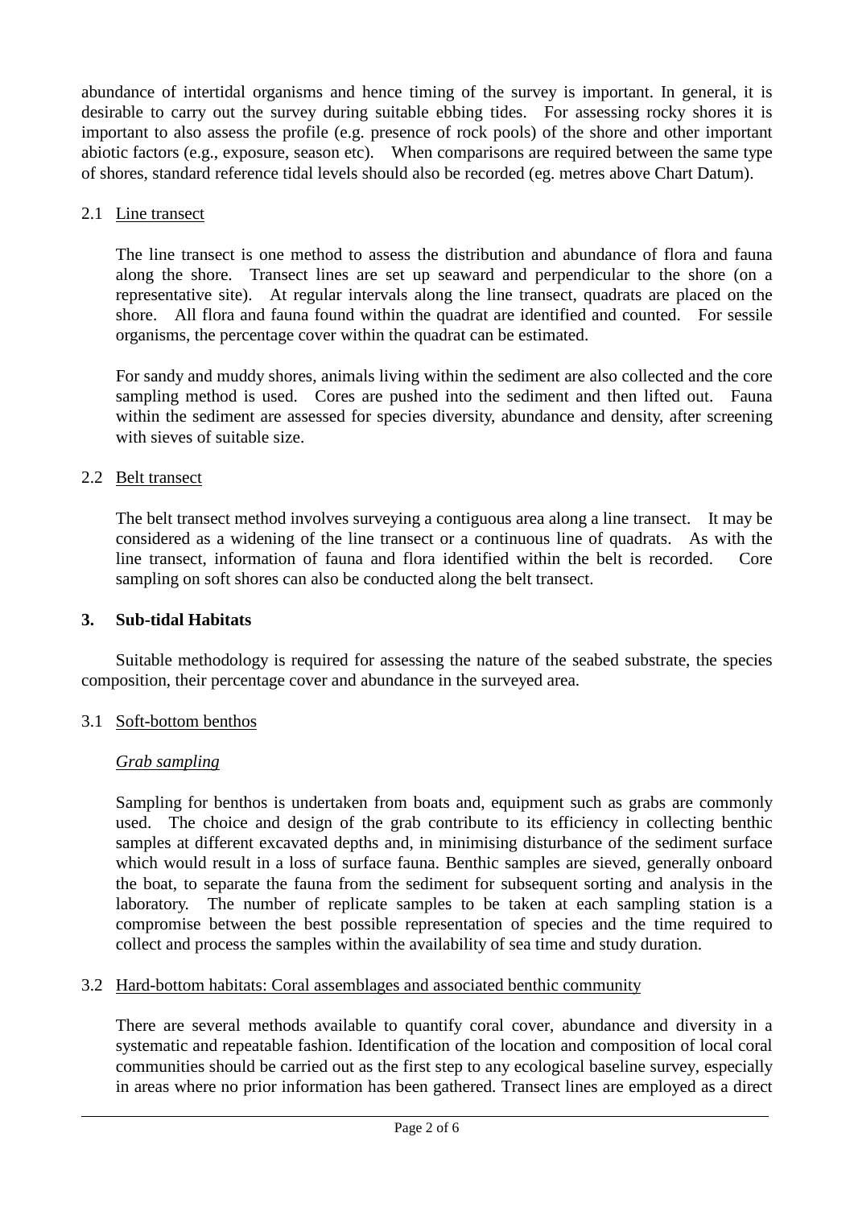abundance of intertidal organisms and hence timing of the survey is important. In general, it is desirable to carry out the survey during suitable ebbing tides. For assessing rocky shores it is important to also assess the profile (e.g. presence of rock pools) of the shore and other important abiotic factors (e.g., exposure, season etc). When comparisons are required between the same type of shores, standard reference tidal levels should also be recorded (eg. metres above Chart Datum).

### 2.1 Line transect

The line transect is one method to assess the distribution and abundance of flora and fauna along the shore. Transect lines are set up seaward and perpendicular to the shore (on a representative site). At regular intervals along the line transect, quadrats are placed on the shore. All flora and fauna found within the quadrat are identified and counted. For sessile organisms, the percentage cover within the quadrat can be estimated.

For sandy and muddy shores, animals living within the sediment are also collected and the core sampling method is used. Cores are pushed into the sediment and then lifted out. Fauna within the sediment are assessed for species diversity, abundance and density, after screening with sieves of suitable size.

### 2.2 Belt transect

The belt transect method involves surveying a contiguous area along a line transect. It may be considered as a widening of the line transect or a continuous line of quadrats. As with the line transect, information of fauna and flora identified within the belt is recorded. Core sampling on soft shores can also be conducted along the belt transect.

## 3. Sub-tidal Habitats

Suitable methodology is required for assessing the nature of the seabed substrate, the species composition, their percentage cover and abundance in the surveyed area.

### 3.1 Soft-bottom benthos

*Grab sampling*

Sampling for benthos is undertaken from boats and, equipment such as grabs are commonly used. The choice and design of the grab contribute to its efficiency in collecting benthic samples at different excavated depths and, in minimising disturbance of the sediment surface which would result in a loss of surface fauna. Benthic samples are sieved, generally onboard the boat, to separate the fauna from the sediment for subsequent sorting and analysis in the laboratory. The number of replicate samples to be taken at each sampling station is a compromise between the best possible representation of species and the time required to collect and process the samples within the availability of sea time and study duration.

### 3.2 Hard-bottom habitats: Coral assemblages and associated benthic community

There are several methods available to quantify coral cover, abundance and diversity in a systematic and repeatable fashion. Identification of the location and composition of local coral communities should be carried out as the first step to any ecological baseline survey, especially in areas where no prior information has been gathered. Transect lines are employed as a direct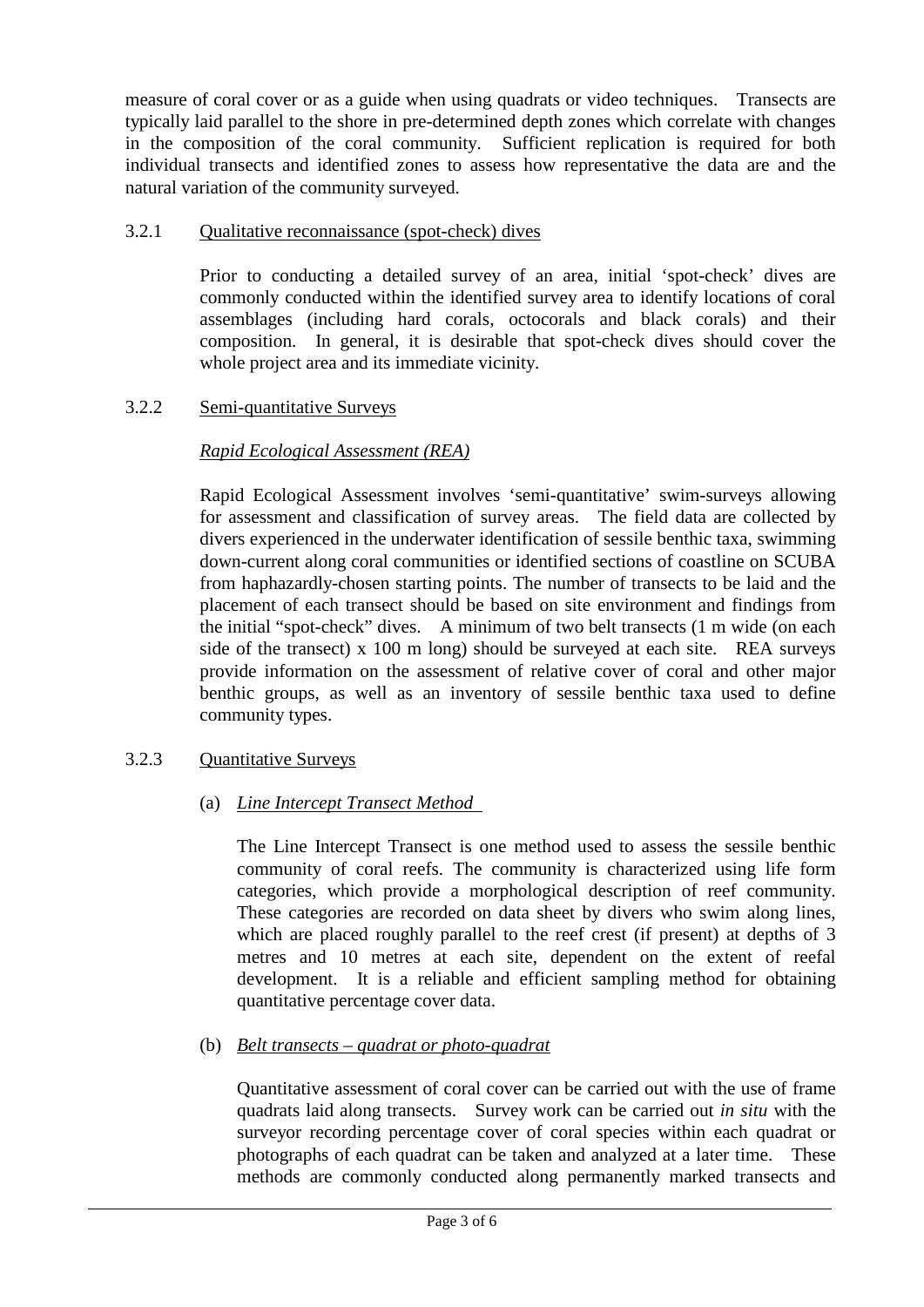measure of coral cover or as a guide when using quadrats or video techniques. Transects are typically laid parallel to the shore in pre-determined depth zones which correlate with changes in the composition of the coral community. Sufficient replication is required for both individual transects and identified zones to assess how representative the data are and the natural variation of the community surveyed.

### 3.2.1 Qualitative reconnaissance (spot-check) dives

Prior to conducting a detailed survey of an area, initial 'spot-check' dives are commonly conducted within the identified survey area to identify locations of coral assemblages (including hard corals, octocorals and black corals) and their composition. In general, it is desirable that spot-check dives should cover the whole project area and its immediate vicinity.

### 3.2.2 Semi-quantitative Surveys

*Rapid Ecological Assessment (REA)*

Rapid Ecological Assessment involves 'semi-quantitative' swim-surveys allowing for assessment and classification of survey areas. The field data are collected by divers experienced in the underwater identification of sessile benthic taxa, swimming down-current along coral communities or identified sections of coastline on SCUBA from haphazardly-chosen starting points. The number of transects to be laid and the placement of each transect should be based on site environment and findings from the initial "spot-check" dives. A minimum of two belt transects (1 m wide (on each side of the transect) x 100 m long) should be surveyed at each site. REA surveys provide information on the assessment of relative cover of coral and other major benthic groups, as well as an inventory of sessile benthic taxa used to define community types.

### 3.2.3 Quantitative Surveys

(a) *Line Intercept Transect Method*

The Line Intercept Transect is one method used to assess the sessile benthic community of coral reefs. The community is characterized using life form categories, which provide a morphological description of reef community. These categories are recorded on data sheet by divers who swim along lines, which are placed roughly parallel to the reef crest (if present) at depths of 3 metres and 10 metres at each site, dependent on the extent of reefal development. It is a reliable and efficient sampling method for obtaining quantitative percentage cover data.

(b) *Belt transects – quadrat or photo-quadrat*

Quantitative assessment of coral cover can be carried out with the use of frame quadrats laid along transects. Survey work can be carried out *in situ* with the surveyor recording percentage cover of coral species within each quadrat or photographs of each quadrat can be taken and analyzed at a later time. These methods are commonly conducted along permanently marked transects and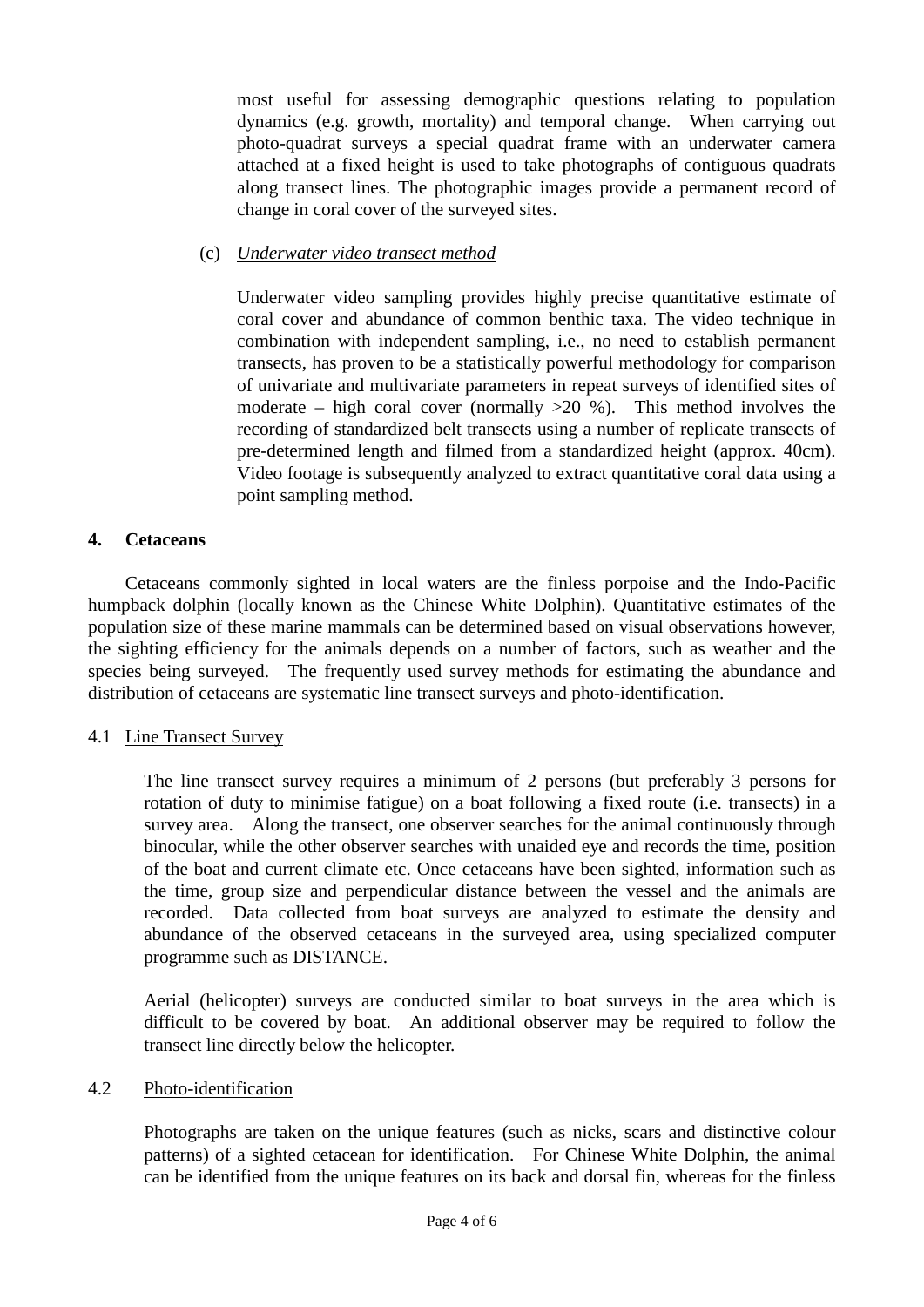most useful for assessing demographic questions relating to population dynamics (e.g. growth, mortality) and temporal change. When carrying out photo-quadrat surveys a special quadrat frame with an underwater camera attached at a fixed height is used to take photographs of contiguous quadrats along transect lines. The photographic images provide a permanent record of change in coral cover of the surveyed sites.

(c) *Underwater video transect method*

Underwater video sampling provides highly precise quantitative estimate of coral cover and abundance of common benthic taxa. The video technique in combination with independent sampling, i.e., no need to establish permanent transects, has proven to be a statistically powerful methodology for comparison of univariate and multivariate parameters in repeat surveys of identified sites of moderate – high coral cover (normally >20 %). This method involves the recording of standardized belt transects using a number of replicate transects of pre-determined length and filmed from a standardized height (approx. 40cm). Video footage is subsequently analyzed to extract quantitative coral data using a point sampling method.

## 4. Cetaceans

Cetaceans commonly sighted in local waters are the finless porpoise and the Indo-Pacific humpback dolphin (locally known as the Chinese White Dolphin). Quantitative estimates of the population size of these marine mammals can be determined based on visual observations however, the sighting efficiency for the animals depends on a number of factors, such as weather and the species being surveyed. The frequently used survey methods for estimating the abundance and distribution of cetaceans are systematic line transect surveys and photo-identification.

### 4.1 Line Transect Survey

The line transect survey requires a minimum of 2 persons (but preferably 3 persons for rotation of duty to minimise fatigue) on a boat following a fixed route (i.e. transects) in a survey area. Along the transect, one observer searches for the animal continuously through binocular, while the other observer searches with unaided eye and records the time, position of the boat and current climate etc. Once cetaceans have been sighted, information such as the time, group size and perpendicular distance between the vessel and the animals are recorded. Data collected from boat surveys are analyzed to estimate the density and abundance of the observed cetaceans in the surveyed area, using specialized computer programme such as DISTANCE.

Aerial (helicopter) surveys are conducted similar to boat surveys in the area which is difficult to be covered by boat. An additional observer may be required to follow the transect line directly below the helicopter.

### 4.2 Photo-identification

Photographs are taken on the unique features (such as nicks, scars and distinctive colour patterns) of a sighted cetacean for identification. For Chinese White Dolphin, the animal can be identified from the unique features on its back and dorsal fin, whereas for the finless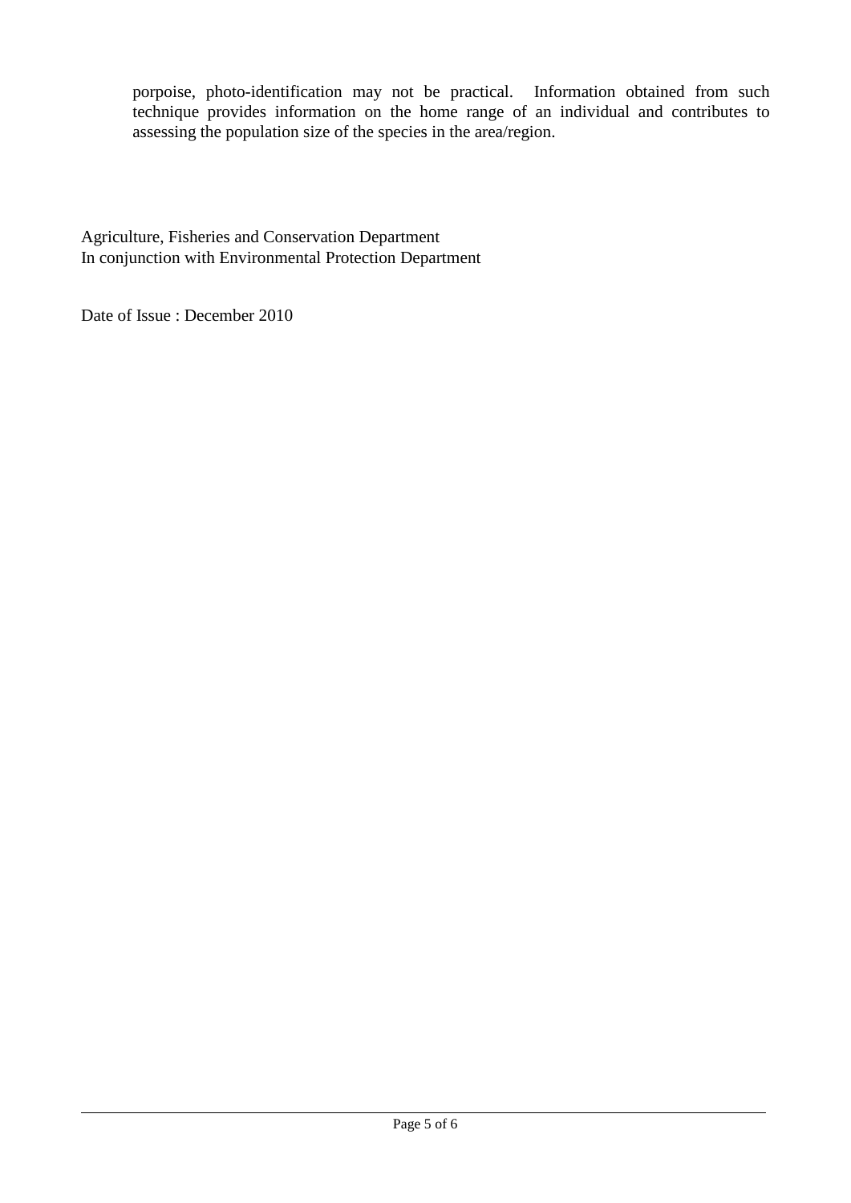porpoise, photo-identification may not be practical. Information obtained from such technique provides information on the home range of an individual and contributes to assessing the population size of the species in the area/region.

Agriculture, Fisheries and Conservation Department
In conjunction with Environmental Protection Department

Date of Issue : December 2010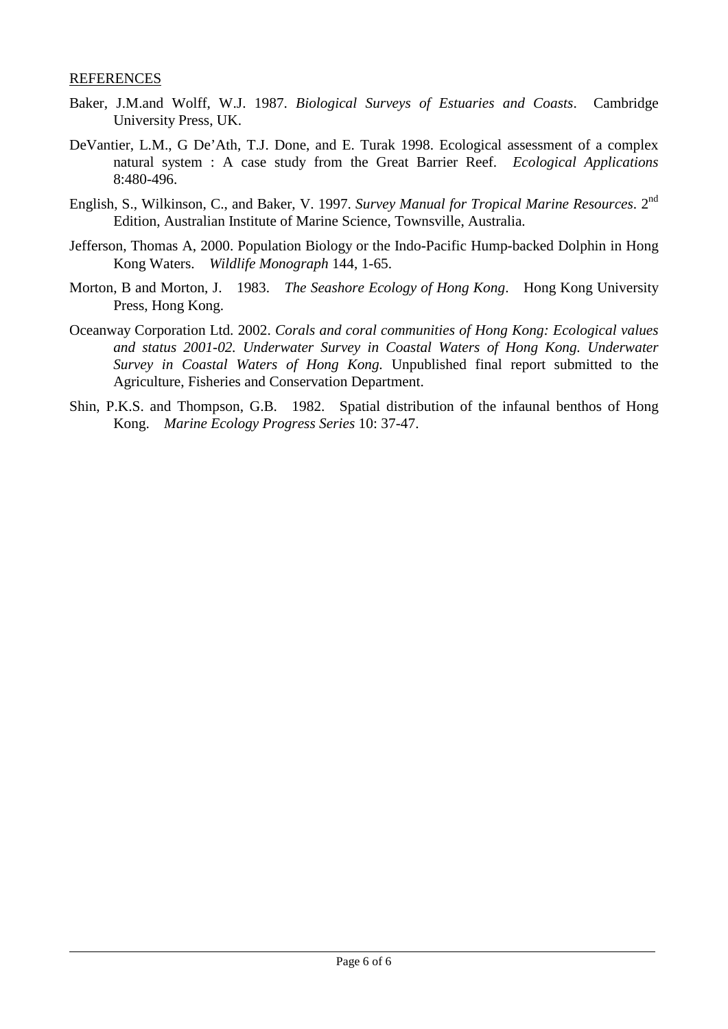REFERENCES

Baker, J.M.and Wolff, W.J. 1987. *Biological Surveys of Estuaries and Coasts*. Cambridge University Press, UK.

DeVantier, L.M., G De'Ath, T.J. Done, and E. Turak 1998. Ecological assessment of a complex natural system : A case study from the Great Barrier Reef. *Ecological Applications* 8:480-496.

English, S., Wilkinson, C., and Baker, V. 1997. *Survey Manual for Tropical Marine Resources*. 2nd Edition, Australian Institute of Marine Science, Townsville, Australia.

Jefferson, Thomas A, 2000. Population Biology or the Indo-Pacific Hump-backed Dolphin in Hong Kong Waters. *Wildlife Monograph* 144, 1-65.

Morton, B and Morton, J. 1983. *The Seashore Ecology of Hong Kong*. Hong Kong University Press, Hong Kong.

Oceanway Corporation Ltd. 2002. *Corals and coral communities of Hong Kong: Ecological values and status 2001-02. Underwater Survey in Coastal Waters of Hong Kong. Underwater Survey in Coastal Waters of Hong Kong.* Unpublished final report submitted to the Agriculture, Fisheries and Conservation Department.

Shin, P.K.S. and Thompson, G.B. 1982. Spatial distribution of the infaunal benthos of Hong Kong. *Marine Ecology Progress Series* 10: 37-47.